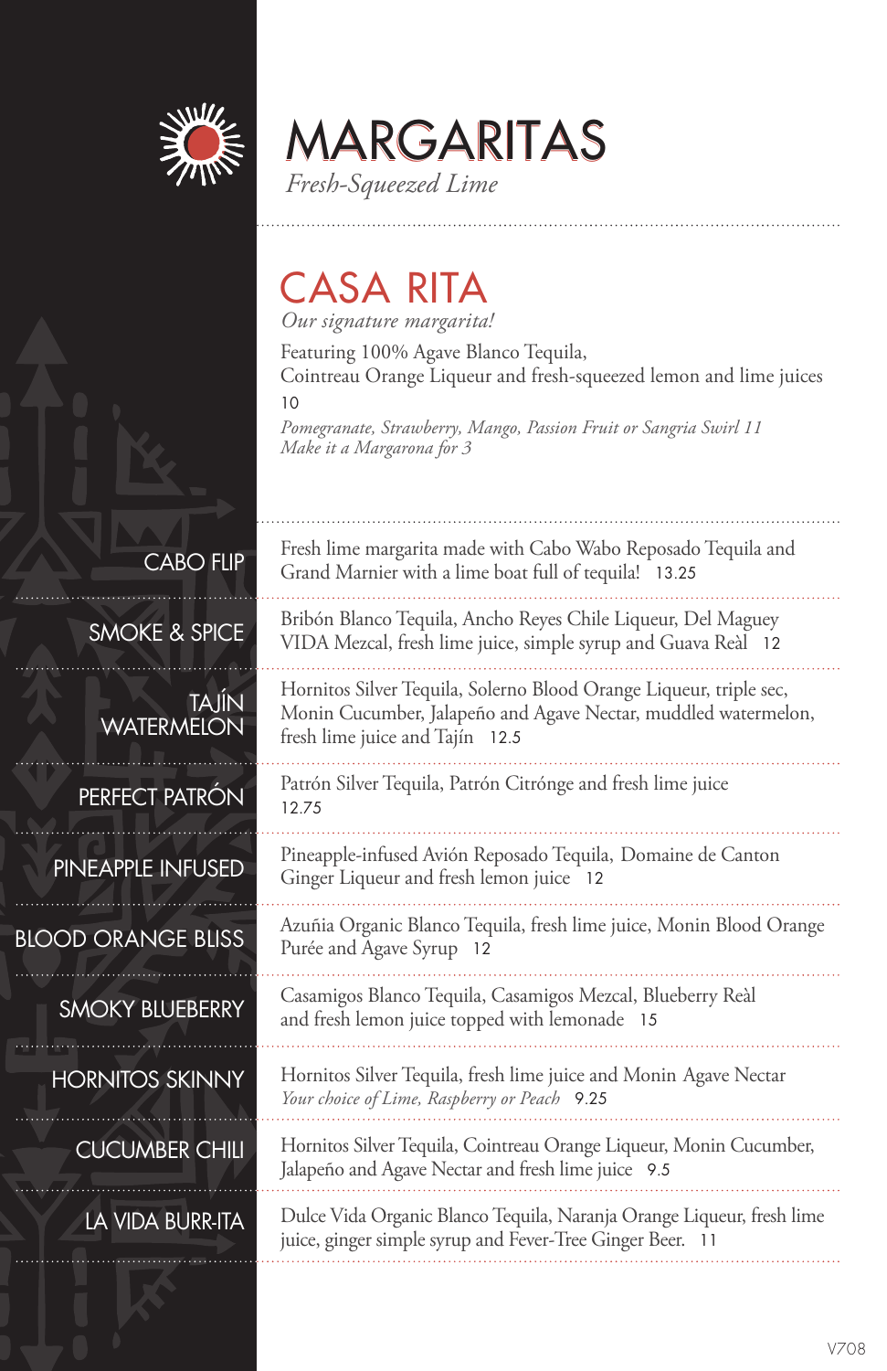# MARGARITAS

*Fresh-Squeezed Lime*

## CASA RITA

*Our signature margarita!*

Featuring 100% Agave Blanco Tequila,
Cointreau Orange Liqueur and fresh-squeezed lemon and lime juices
10

*Pomegranate, Strawberry, Mango, Passion Fruit or Sangria Swirl 11*
*Make it a Margarona for 3*

### CABO FLIP

Fresh lime margarita made with Cabo Wabo Reposado Tequila and Grand Marnier with a lime boat full of tequila! 13.25

### SMOKE & SPICE

Bribón Blanco Tequila, Ancho Reyes Chile Liqueur, Del Maguey VIDA Mezcal, fresh lime juice, simple syrup and Guava Reàl 12

### TAJÍN WATERMELON

Hornitos Silver Tequila, Solerno Blood Orange Liqueur, triple sec, Monin Cucumber, Jalapeño and Agave Nectar, muddled watermelon, fresh lime juice and Tajín 12.5

### PERFECT PATRÓN

Patrón Silver Tequila, Patrón Citrónge and fresh lime juice
12.75

### PINEAPPLE INFUSED

Pineapple-infused Avión Reposado Tequila, Domaine de Canton Ginger Liqueur and fresh lemon juice 12

### BLOOD ORANGE BLISS

Azuñia Organic Blanco Tequila, fresh lime juice, Monin Blood Orange Purée and Agave Syrup 12

### SMOKY BLUEBERRY

Casamigos Blanco Tequila, Casamigos Mezcal, Blueberry Reàl and fresh lemon juice topped with lemonade 15

### HORNITOS SKINNY

Hornitos Silver Tequila, fresh lime juice and Monin Agave Nectar
*Your choice of Lime, Raspberry or Peach* 9.25

### CUCUMBER CHILI

Hornitos Silver Tequila, Cointreau Orange Liqueur, Monin Cucumber, Jalapeño and Agave Nectar and fresh lime juice 9.5

### LA VIDA BURR-ITA

Dulce Vida Organic Blanco Tequila, Naranja Orange Liqueur, fresh lime juice, ginger simple syrup and Fever-Tree Ginger Beer. 11

V708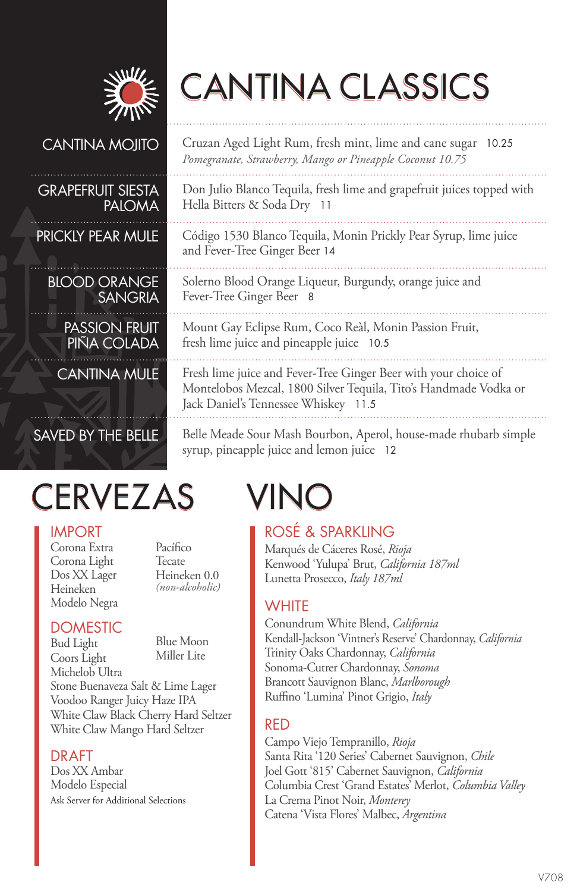# CANTINA CLASSICS

**CANTINA MOJITO**
Cruzan Aged Light Rum, fresh mint, lime and cane sugar 10.25
*Pomegranate, Strawberry, Mango or Pineapple Coconut 10.75*

**GRAPEFRUIT SIESTA PALOMA**
Don Julio Blanco Tequila, fresh lime and grapefruit juices topped with Hella Bitters & Soda Dry 11

**PRICKLY PEAR MULE**
Código 1530 Blanco Tequila, Monin Prickly Pear Syrup, lime juice and Fever-Tree Ginger Beer 14

**BLOOD ORANGE SANGRIA**
Solerno Blood Orange Liqueur, Burgundy, orange juice and Fever-Tree Ginger Beer 8

**PASSION FRUIT PIÑA COLADA**
Mount Gay Eclipse Rum, Coco Reàl, Monin Passion Fruit, fresh lime juice and pineapple juice 10.5

**CANTINA MULE**
Fresh lime juice and Fever-Tree Ginger Beer with your choice of Montelobos Mezcal, 1800 Silver Tequila, Tito's Handmade Vodka or Jack Daniel's Tennessee Whiskey 11.5

**SAVED BY THE BELLE**
Belle Meade Sour Mash Bourbon, Aperol, house-made rhubarb simple syrup, pineapple juice and lemon juice 12

# CERVEZAS

## IMPORT
Corona Extra
Corona Light
Dos XX Lager
Heineken
Modelo Negra
Pacífico
Tecate
Heineken 0.0 *(non-alcoholic)*

## DOMESTIC
Bud Light
Coors Light
Michelob Ultra
Blue Moon
Miller Lite
Stone Buenaveza Salt & Lime Lager
Voodoo Ranger Juicy Haze IPA
White Claw Black Cherry Hard Seltzer
White Claw Mango Hard Seltzer

## DRAFT
Dos XX Ambar
Modelo Especial

Ask Server for Additional Selections

# VINO

## ROSÉ & SPARKLING
Marqués de Cáceres Rosé, *Rioja*
Kenwood 'Yulupa' Brut, *California 187ml*
Lunetta Prosecco, *Italy 187ml*

## WHITE
Conundrum White Blend, *California*
Kendall-Jackson 'Vintner's Reserve' Chardonnay, *California*
Trinity Oaks Chardonnay, *California*
Sonoma-Cutrer Chardonnay, *Sonoma*
Brancott Sauvignon Blanc, *Marlborough*
Ruffino 'Lumina' Pinot Grigio, *Italy*

## RED
Campo Viejo Tempranillo, *Rioja*
Santa Rita '120 Series' Cabernet Sauvignon, *Chile*
Joel Gott '815' Cabernet Sauvignon, *California*
Columbia Crest 'Grand Estates' Merlot, *Columbia Valley*
La Crema Pinot Noir, *Monterey*
Catena 'Vista Flores' Malbec, *Argentina*

V708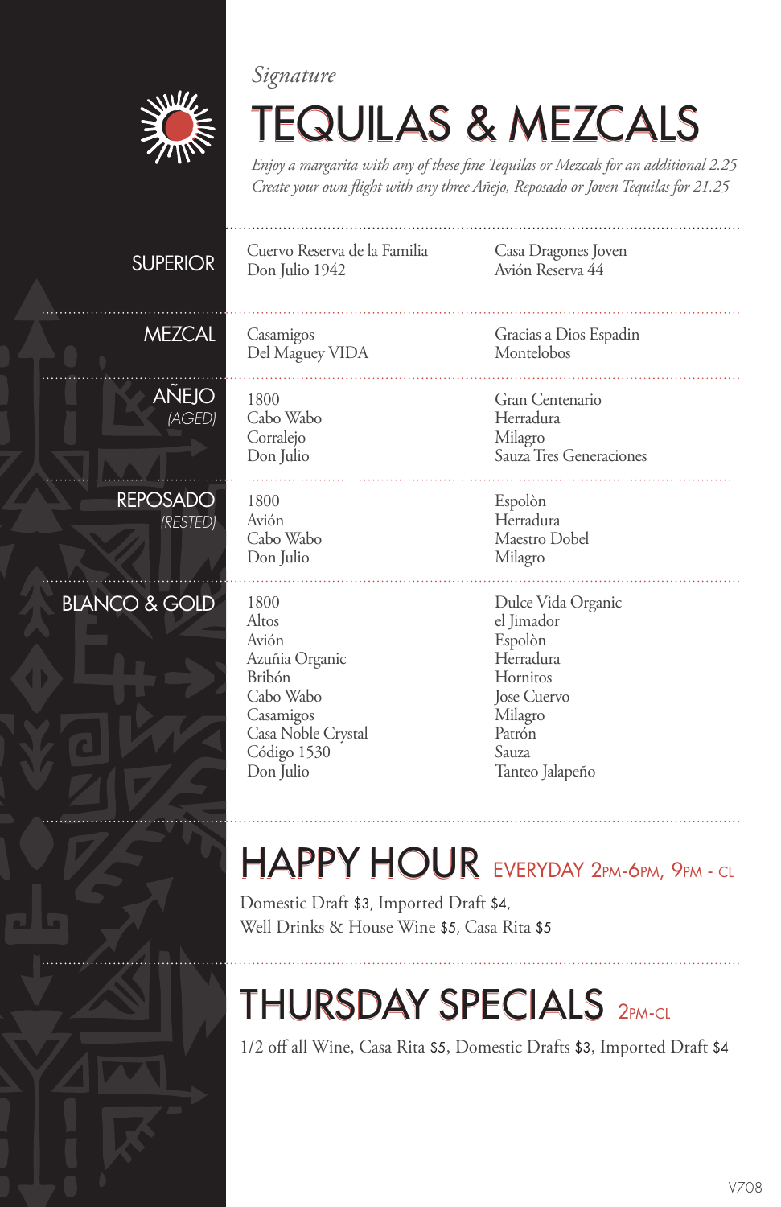*Signature*

# TEQUILAS & MEZCALS

*Enjoy a margarita with any of these fine Tequilas or Mezcals for an additional 2.25*
*Create your own flight with any three Añejo, Reposado or Joven Tequilas for 21.25*

## SUPERIOR

- Cuervo Reserva de la Familia
- Don Julio 1942
- Casa Dragones Joven
- Avión Reserva 44

## MEZCAL

- Casamigos
- Del Maguey VIDA
- Gracias a Dios Espadin
- Montelobos

## AÑEJO *(AGED)*

- 1800
- Cabo Wabo
- Corralejo
- Don Julio
- Gran Centenario
- Herradura
- Milagro
- Sauza Tres Generaciones

## REPOSADO *(RESTED)*

- 1800
- Avión
- Cabo Wabo
- Don Julio
- Espolòn
- Herradura
- Maestro Dobel
- Milagro

## BLANCO & GOLD

- 1800
- Altos
- Avión
- Azuñia Organic
- Bribón
- Cabo Wabo
- Casamigos
- Casa Noble Crystal
- Código 1530
- Don Julio
- Dulce Vida Organic
- el Jimador
- Espolòn
- Herradura
- Hornitos
- Jose Cuervo
- Milagro
- Patrón
- Sauza
- Tanteo Jalapeño

# HAPPY HOUR EVERYDAY 2PM-6PM, 9PM - CL

Domestic Draft $3, Imported Draft $4,
Well Drinks & House Wine $5, Casa Rita $5

# THURSDAY SPECIALS 2PM-CL

1/2 off all Wine, Casa Rita $5, Domestic Drafts $3, Imported Draft $4

V708